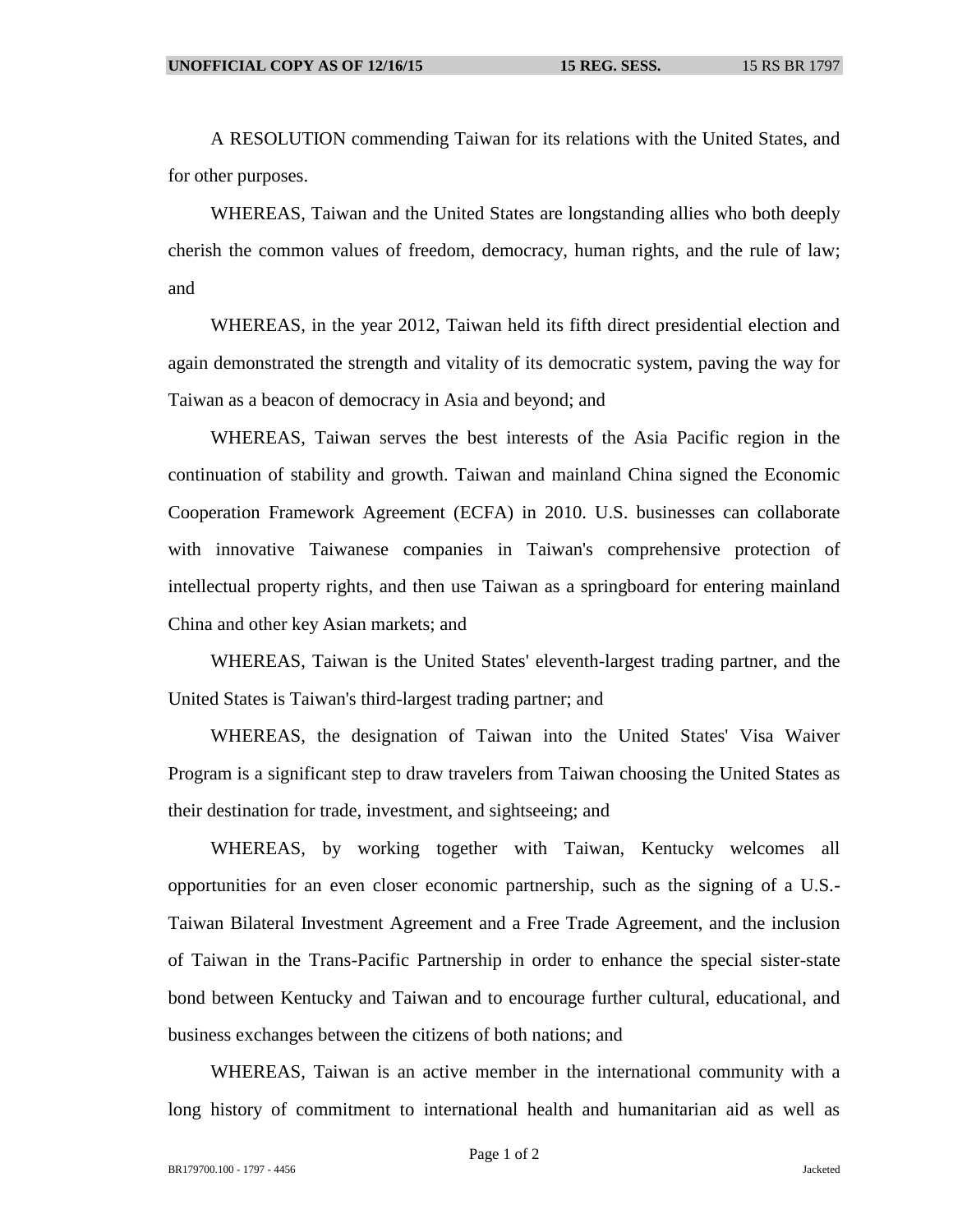A RESOLUTION commending Taiwan for its relations with the United States, and for other purposes.

WHEREAS, Taiwan and the United States are longstanding allies who both deeply cherish the common values of freedom, democracy, human rights, and the rule of law; and

WHEREAS, in the year 2012, Taiwan held its fifth direct presidential election and again demonstrated the strength and vitality of its democratic system, paving the way for Taiwan as a beacon of democracy in Asia and beyond; and

WHEREAS, Taiwan serves the best interests of the Asia Pacific region in the continuation of stability and growth. Taiwan and mainland China signed the Economic Cooperation Framework Agreement (ECFA) in 2010. U.S. businesses can collaborate with innovative Taiwanese companies in Taiwan's comprehensive protection of intellectual property rights, and then use Taiwan as a springboard for entering mainland China and other key Asian markets; and

WHEREAS, Taiwan is the United States' eleventh-largest trading partner, and the United States is Taiwan's third-largest trading partner; and

WHEREAS, the designation of Taiwan into the United States' Visa Waiver Program is a significant step to draw travelers from Taiwan choosing the United States as their destination for trade, investment, and sightseeing; and

WHEREAS, by working together with Taiwan, Kentucky welcomes all opportunities for an even closer economic partnership, such as the signing of a U.S.-Taiwan Bilateral Investment Agreement and a Free Trade Agreement, and the inclusion of Taiwan in the Trans-Pacific Partnership in order to enhance the special sister-state bond between Kentucky and Taiwan and to encourage further cultural, educational, and business exchanges between the citizens of both nations; and

WHEREAS, Taiwan is an active member in the international community with a long history of commitment to international health and humanitarian aid as well as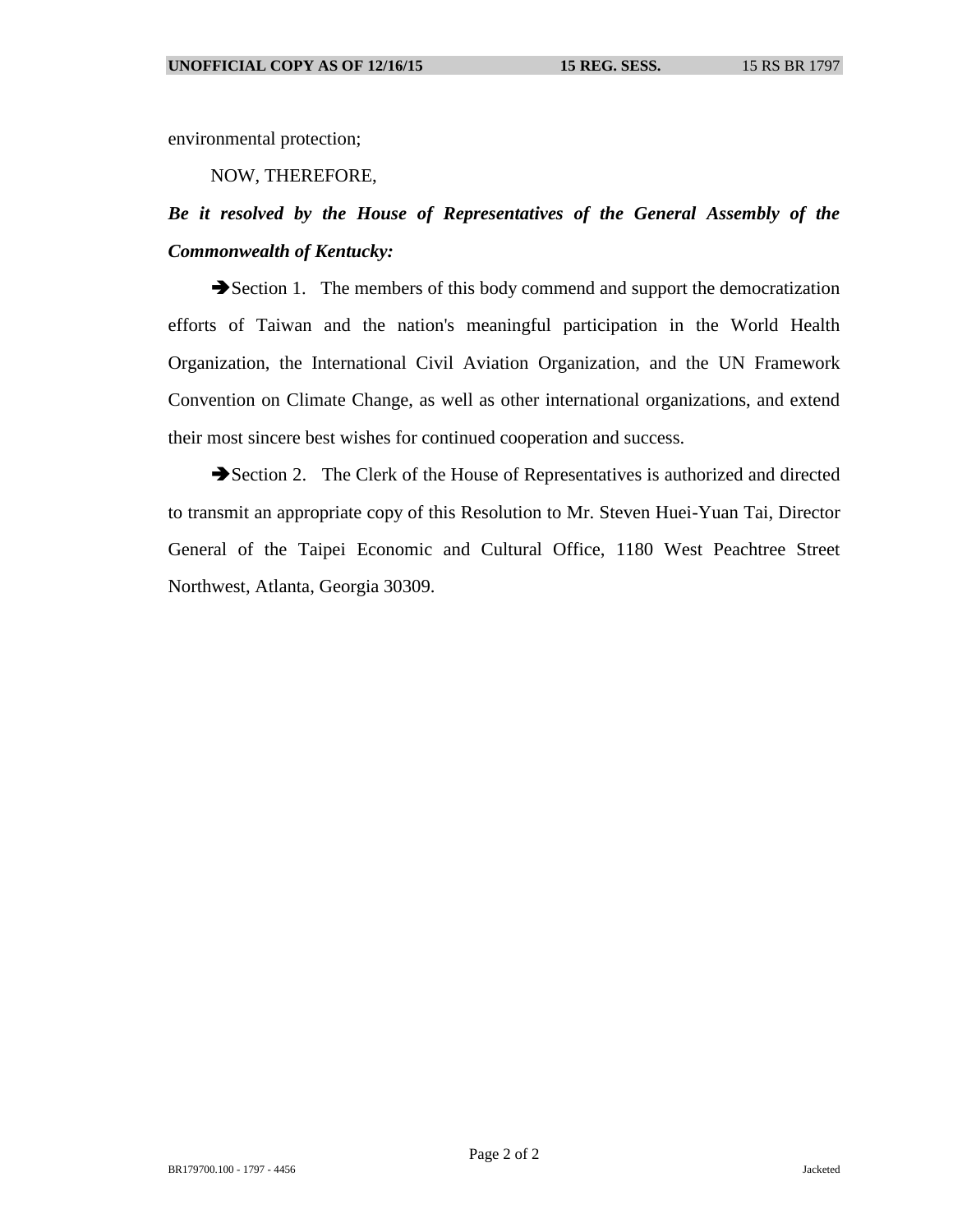environmental protection;

NOW, THEREFORE,

***Be it resolved by the House of Representatives of the General Assembly of the Commonwealth of Kentucky:***

➔Section 1. The members of this body commend and support the democratization efforts of Taiwan and the nation's meaningful participation in the World Health Organization, the International Civil Aviation Organization, and the UN Framework Convention on Climate Change, as well as other international organizations, and extend their most sincere best wishes for continued cooperation and success.

➔Section 2. The Clerk of the House of Representatives is authorized and directed to transmit an appropriate copy of this Resolution to Mr. Steven Huei-Yuan Tai, Director General of the Taipei Economic and Cultural Office, 1180 West Peachtree Street Northwest, Atlanta, Georgia 30309.